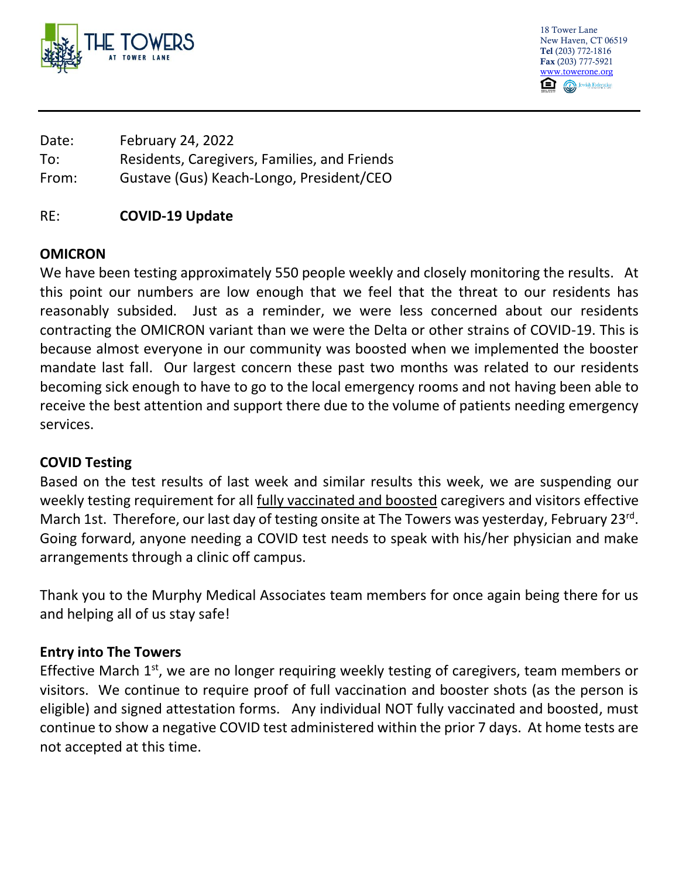**THE TOWERS AT TOWER LANE**

18 Tower Lane
New Haven, CT 06519
**Tel** (203) 772-1816
**Fax** (203) 777-5921
www.towerone.org

Date: February 24, 2022
To: Residents, Caregivers, Families, and Friends
From: Gustave (Gus) Keach-Longo, President/CEO

RE: **COVID-19 Update**

## OMICRON

We have been testing approximately 550 people weekly and closely monitoring the results. At this point our numbers are low enough that we feel that the threat to our residents has reasonably subsided. Just as a reminder, we were less concerned about our residents contracting the OMICRON variant than we were the Delta or other strains of COVID-19. This is because almost everyone in our community was boosted when we implemented the booster mandate last fall. Our largest concern these past two months was related to our residents becoming sick enough to have to go to the local emergency rooms and not having been able to receive the best attention and support there due to the volume of patients needing emergency services.

## COVID Testing

Based on the test results of last week and similar results this week, we are suspending our weekly testing requirement for all fully vaccinated and boosted caregivers and visitors effective March 1st. Therefore, our last day of testing onsite at The Towers was yesterday, February 23rd. Going forward, anyone needing a COVID test needs to speak with his/her physician and make arrangements through a clinic off campus.

Thank you to the Murphy Medical Associates team members for once again being there for us and helping all of us stay safe!

## Entry into The Towers

Effective March 1st, we are no longer requiring weekly testing of caregivers, team members or visitors. We continue to require proof of full vaccination and booster shots (as the person is eligible) and signed attestation forms. Any individual NOT fully vaccinated and boosted, must continue to show a negative COVID test administered within the prior 7 days. At home tests are not accepted at this time.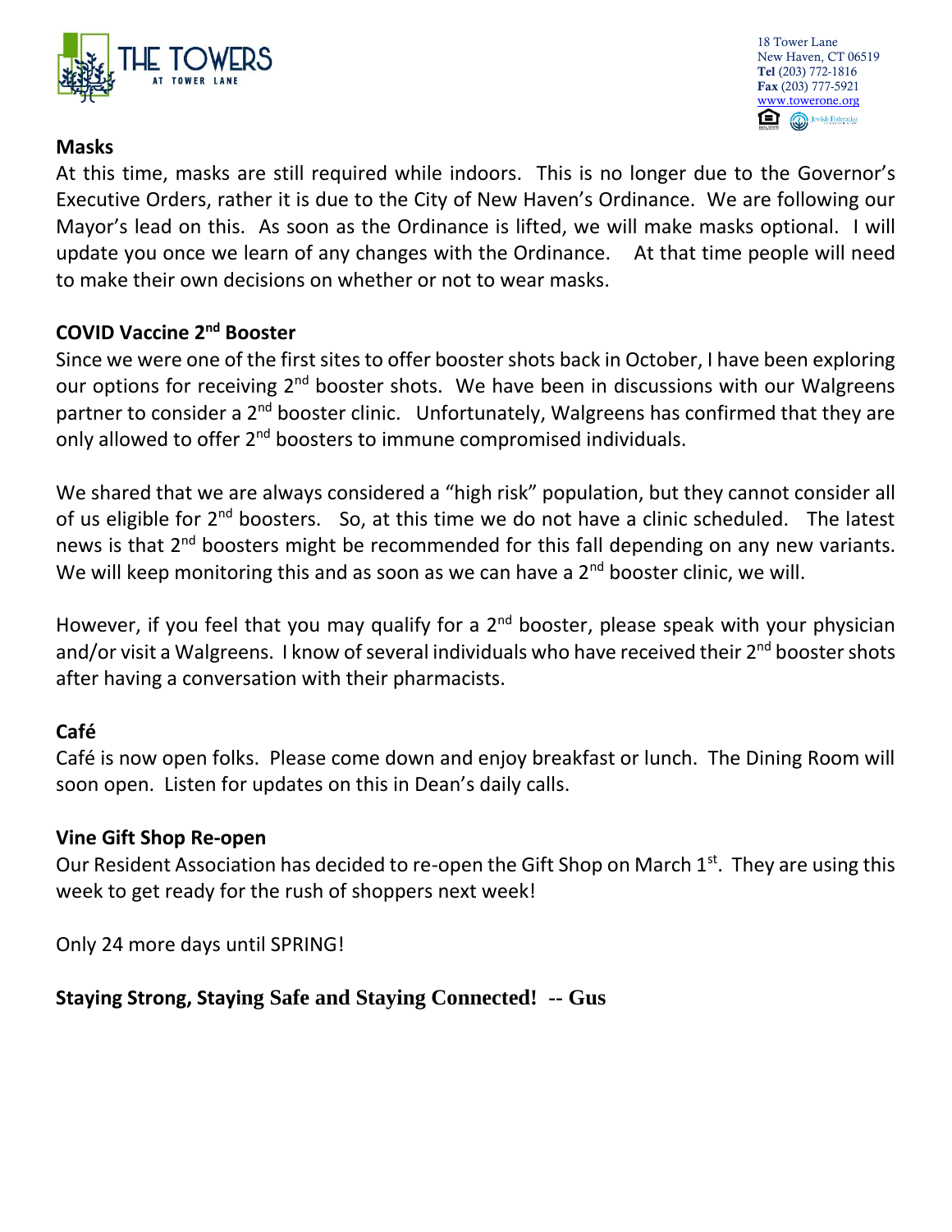THE TOWERS AT TOWER LANE

18 Tower Lane
New Haven, CT 06519
**Tel** (203) 772-1816
**Fax** (203) 777-5921
www.towerone.org

**Masks**

At this time, masks are still required while indoors. This is no longer due to the Governor's Executive Orders, rather it is due to the City of New Haven's Ordinance. We are following our Mayor's lead on this. As soon as the Ordinance is lifted, we will make masks optional. I will update you once we learn of any changes with the Ordinance. At that time people will need to make their own decisions on whether or not to wear masks.

**COVID Vaccine 2nd Booster**

Since we were one of the first sites to offer booster shots back in October, I have been exploring our options for receiving 2nd booster shots. We have been in discussions with our Walgreens partner to consider a 2nd booster clinic. Unfortunately, Walgreens has confirmed that they are only allowed to offer 2nd boosters to immune compromised individuals.

We shared that we are always considered a "high risk" population, but they cannot consider all of us eligible for 2nd boosters. So, at this time we do not have a clinic scheduled. The latest news is that 2nd boosters might be recommended for this fall depending on any new variants. We will keep monitoring this and as soon as we can have a 2nd booster clinic, we will.

However, if you feel that you may qualify for a 2nd booster, please speak with your physician and/or visit a Walgreens. I know of several individuals who have received their 2nd booster shots after having a conversation with their pharmacists.

**Café**

Café is now open folks. Please come down and enjoy breakfast or lunch. The Dining Room will soon open. Listen for updates on this in Dean's daily calls.

**Vine Gift Shop Re-open**

Our Resident Association has decided to re-open the Gift Shop on March 1st. They are using this week to get ready for the rush of shoppers next week!

Only 24 more days until SPRING!

**Staying Strong, Staying Safe and Staying Connected! -- Gus**